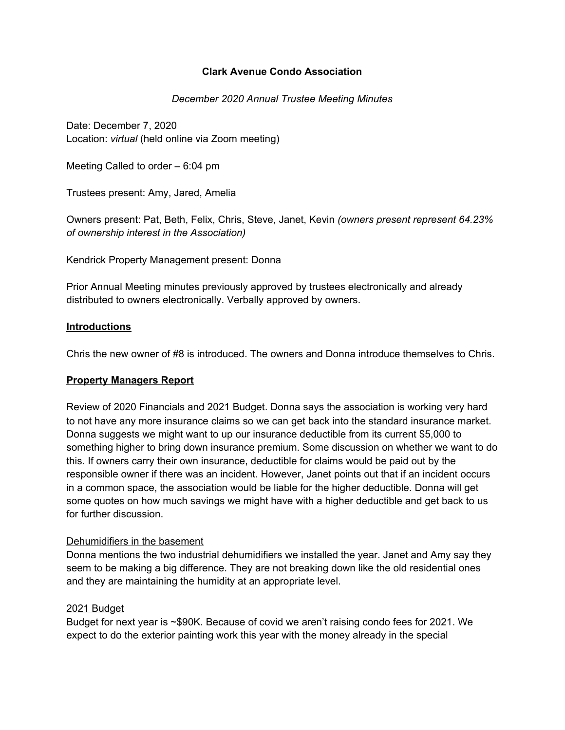**Clark Avenue Condo Association**

*December 2020 Annual Trustee Meeting Minutes*

Date: December 7, 2020
Location: *virtual* (held online via Zoom meeting)

Meeting Called to order – 6:04 pm

Trustees present: Amy, Jared, Amelia

Owners present: Pat, Beth, Felix, Chris, Steve, Janet, Kevin *(owners present represent 64.23% of ownership interest in the Association)*

Kendrick Property Management present: Donna

Prior Annual Meeting minutes previously approved by trustees electronically and already distributed to owners electronically. Verbally approved by owners.

**<u>Introductions</u>**

Chris the new owner of #8 is introduced. The owners and Donna introduce themselves to Chris.

**<u>Property Managers Report</u>**

Review of 2020 Financials and 2021 Budget. Donna says the association is working very hard to not have any more insurance claims so we can get back into the standard insurance market. Donna suggests we might want to up our insurance deductible from its current $5,000 to something higher to bring down insurance premium. Some discussion on whether we want to do this. If owners carry their own insurance, deductible for claims would be paid out by the responsible owner if there was an incident. However, Janet points out that if an incident occurs in a common space, the association would be liable for the higher deductible. Donna will get some quotes on how much savings we might have with a higher deductible and get back to us for further discussion.

<u>Dehumidifiers in the basement</u>
Donna mentions the two industrial dehumidifiers we installed the year. Janet and Amy say they seem to be making a big difference. They are not breaking down like the old residential ones and they are maintaining the humidity at an appropriate level.

<u>2021 Budget</u>
Budget for next year is ~$90K. Because of covid we aren't raising condo fees for 2021. We expect to do the exterior painting work this year with the money already in the special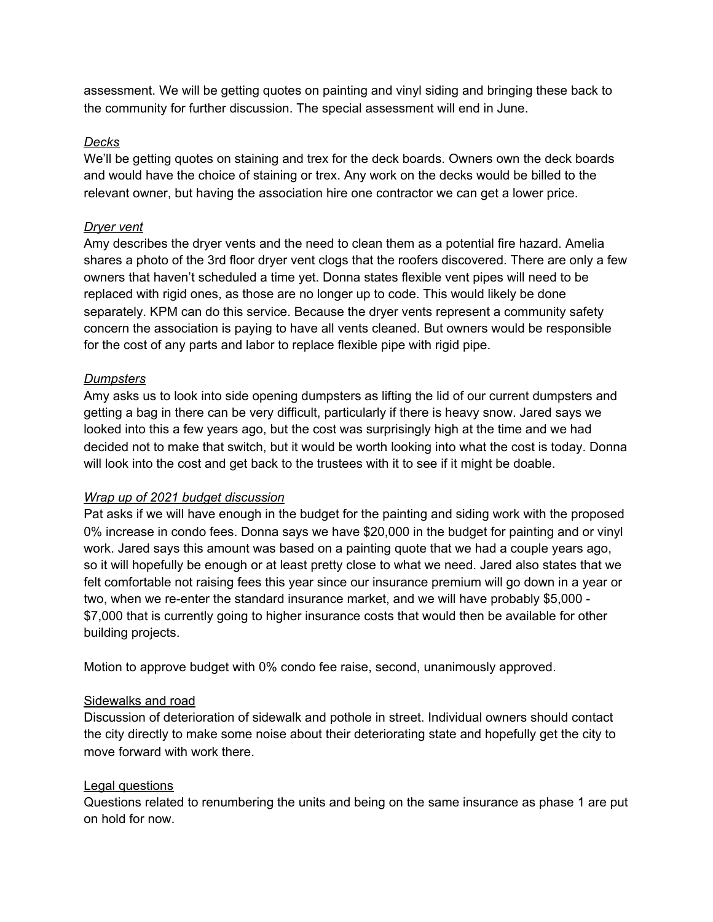assessment. We will be getting quotes on painting and vinyl siding and bringing these back to the community for further discussion. The special assessment will end in June.

*Decks*

We'll be getting quotes on staining and trex for the deck boards. Owners own the deck boards and would have the choice of staining or trex. Any work on the decks would be billed to the relevant owner, but having the association hire one contractor we can get a lower price.

*Dryer vent*

Amy describes the dryer vents and the need to clean them as a potential fire hazard. Amelia shares a photo of the 3rd floor dryer vent clogs that the roofers discovered. There are only a few owners that haven't scheduled a time yet. Donna states flexible vent pipes will need to be replaced with rigid ones, as those are no longer up to code. This would likely be done separately. KPM can do this service. Because the dryer vents represent a community safety concern the association is paying to have all vents cleaned. But owners would be responsible for the cost of any parts and labor to replace flexible pipe with rigid pipe.

*Dumpsters*

Amy asks us to look into side opening dumpsters as lifting the lid of our current dumpsters and getting a bag in there can be very difficult, particularly if there is heavy snow. Jared says we looked into this a few years ago, but the cost was surprisingly high at the time and we had decided not to make that switch, but it would be worth looking into what the cost is today. Donna will look into the cost and get back to the trustees with it to see if it might be doable.

*Wrap up of 2021 budget discussion*

Pat asks if we will have enough in the budget for the painting and siding work with the proposed 0% increase in condo fees. Donna says we have $20,000 in the budget for painting and or vinyl work. Jared says this amount was based on a painting quote that we had a couple years ago, so it will hopefully be enough or at least pretty close to what we need. Jared also states that we felt comfortable not raising fees this year since our insurance premium will go down in a year or two, when we re-enter the standard insurance market, and we will have probably $5,000 - $7,000 that is currently going to higher insurance costs that would then be available for other building projects.

Motion to approve budget with 0% condo fee raise, second, unanimously approved.

Sidewalks and road

Discussion of deterioration of sidewalk and pothole in street. Individual owners should contact the city directly to make some noise about their deteriorating state and hopefully get the city to move forward with work there.

Legal questions

Questions related to renumbering the units and being on the same insurance as phase 1 are put on hold for now.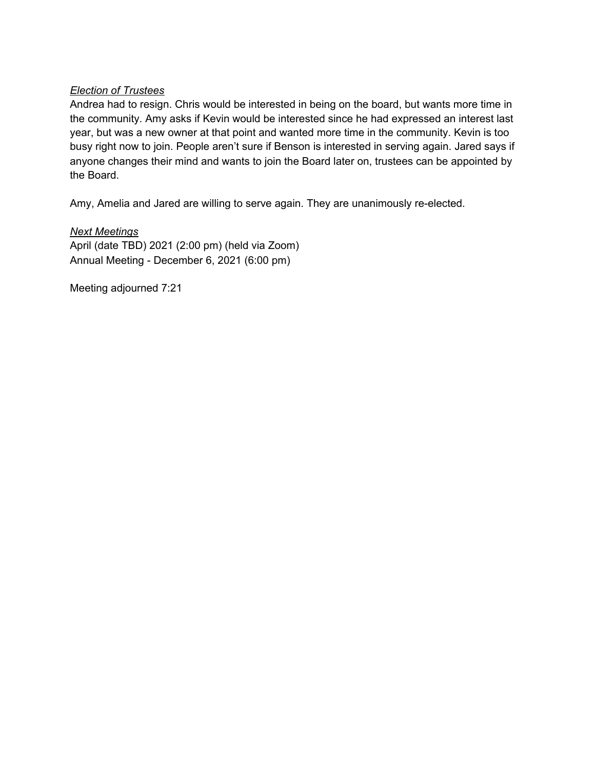*Election of Trustees*

Andrea had to resign. Chris would be interested in being on the board, but wants more time in the community. Amy asks if Kevin would be interested since he had expressed an interest last year, but was a new owner at that point and wanted more time in the community. Kevin is too busy right now to join. People aren't sure if Benson is interested in serving again. Jared says if anyone changes their mind and wants to join the Board later on, trustees can be appointed by the Board.

Amy, Amelia and Jared are willing to serve again. They are unanimously re-elected.

*Next Meetings*

April (date TBD) 2021 (2:00 pm) (held via Zoom)
Annual Meeting - December 6, 2021 (6:00 pm)

Meeting adjourned 7:21